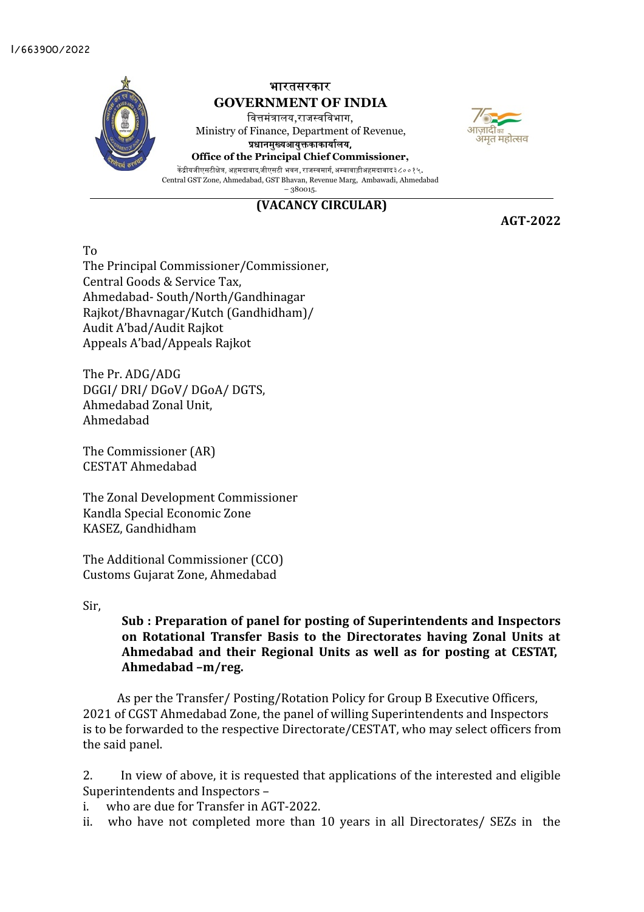I/663900/2022

भारतसरकार

**GOVERNMENT OF INDIA**

वित्तमंत्रालय,राजस्वविभाग,

Ministry of Finance, Department of Revenue,

**प्रधानमुख्यआयुक्तकाकार्यालय,**

**Office of the Principal Chief Commissioner,**

केंद्रीयजीएसटीक्षेत्र, अहमदाबाद,जीएसटी भवन, राजस्वमार्ग, अम्बावाड़ीअहमदाबाद३८००१५.

Central GST Zone, Ahmedabad, GST Bhavan, Revenue Marg, Ambawadi, Ahmedabad – 380015.

**(VACANCY CIRCULAR)**

**AGT-2022**

To
The Principal Commissioner/Commissioner,
Central Goods & Service Tax,
Ahmedabad- South/North/Gandhinagar
Rajkot/Bhavnagar/Kutch (Gandhidham)/
Audit A'bad/Audit Rajkot
Appeals A'bad/Appeals Rajkot

The Pr. ADG/ADG
DGGI/ DRI/ DGoV/ DGoA/ DGTS,
Ahmedabad Zonal Unit,
Ahmedabad

The Commissioner (AR)
CESTAT Ahmedabad

The Zonal Development Commissioner
Kandla Special Economic Zone
KASEZ, Gandhidham

The Additional Commissioner (CCO)
Customs Gujarat Zone, Ahmedabad

Sir,

**Sub : Preparation of panel for posting of Superintendents and Inspectors on Rotational Transfer Basis to the Directorates having Zonal Units at Ahmedabad and their Regional Units as well as for posting at CESTAT, Ahmedabad –m/reg.**

As per the Transfer/ Posting/Rotation Policy for Group B Executive Officers, 2021 of CGST Ahmedabad Zone, the panel of willing Superintendents and Inspectors is to be forwarded to the respective Directorate/CESTAT, who may select officers from the said panel.

2. In view of above, it is requested that applications of the interested and eligible Superintendents and Inspectors –

i. who are due for Transfer in AGT-2022.

ii. who have not completed more than 10 years in all Directorates/ SEZs in the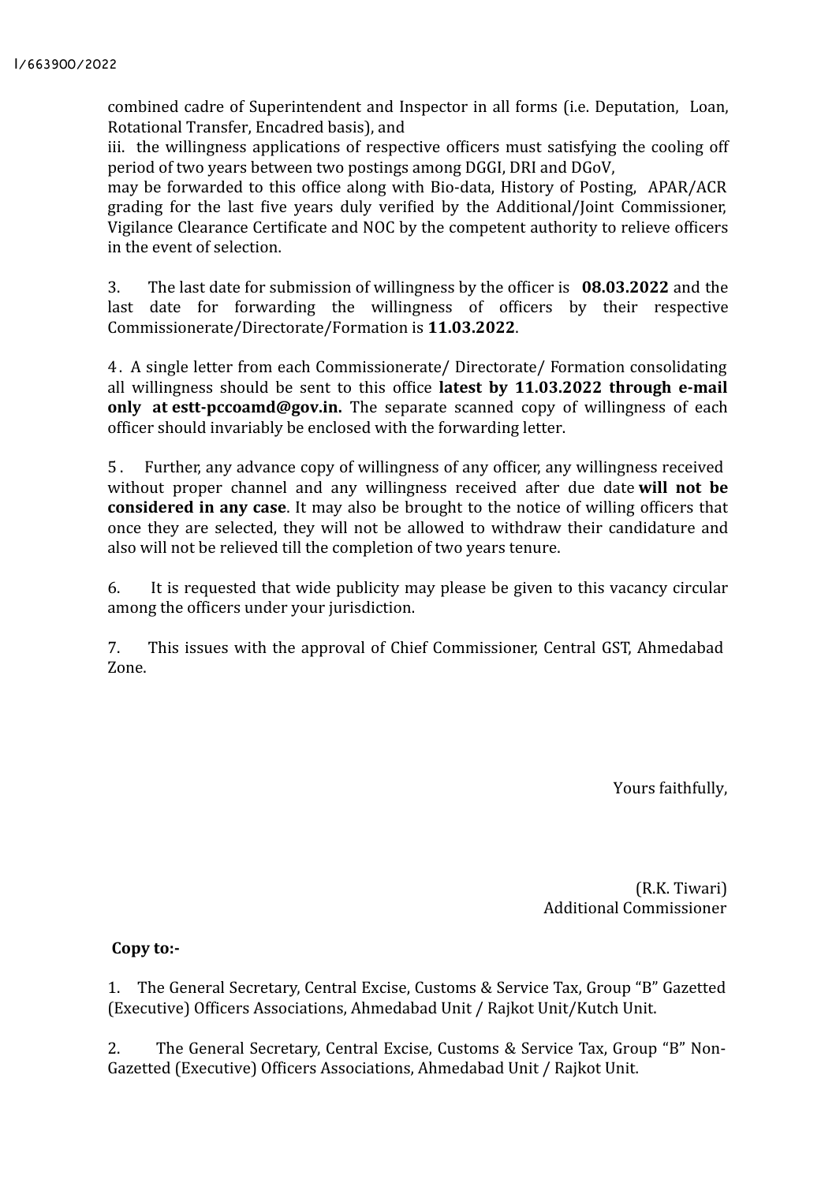combined cadre of Superintendent and Inspector in all forms (i.e. Deputation, Loan, Rotational Transfer, Encadred basis), and

iii. the willingness applications of respective officers must satisfying the cooling off period of two years between two postings among DGGI, DRI and DGoV,

may be forwarded to this office along with Bio-data, History of Posting, APAR/ACR grading for the last five years duly verified by the Additional/Joint Commissioner, Vigilance Clearance Certificate and NOC by the competent authority to relieve officers in the event of selection.

3. The last date for submission of willingness by the officer is **08.03.2022** and the last date for forwarding the willingness of officers by their respective Commissionerate/Directorate/Formation is **11.03.2022**.

4. A single letter from each Commissionerate/ Directorate/ Formation consolidating all willingness should be sent to this office **latest by 11.03.2022 through e-mail only at estt-pccoamd@gov.in.** The separate scanned copy of willingness of each officer should invariably be enclosed with the forwarding letter.

5. Further, any advance copy of willingness of any officer, any willingness received without proper channel and any willingness received after due date **will not be considered in any case**. It may also be brought to the notice of willing officers that once they are selected, they will not be allowed to withdraw their candidature and also will not be relieved till the completion of two years tenure.

6. It is requested that wide publicity may please be given to this vacancy circular among the officers under your jurisdiction.

7. This issues with the approval of Chief Commissioner, Central GST, Ahmedabad Zone.

Yours faithfully,

(R.K. Tiwari)
Additional Commissioner

**Copy to:-**

1. The General Secretary, Central Excise, Customs & Service Tax, Group "B" Gazetted (Executive) Officers Associations, Ahmedabad Unit / Rajkot Unit/Kutch Unit.

2. The General Secretary, Central Excise, Customs & Service Tax, Group "B" Non-Gazetted (Executive) Officers Associations, Ahmedabad Unit / Rajkot Unit.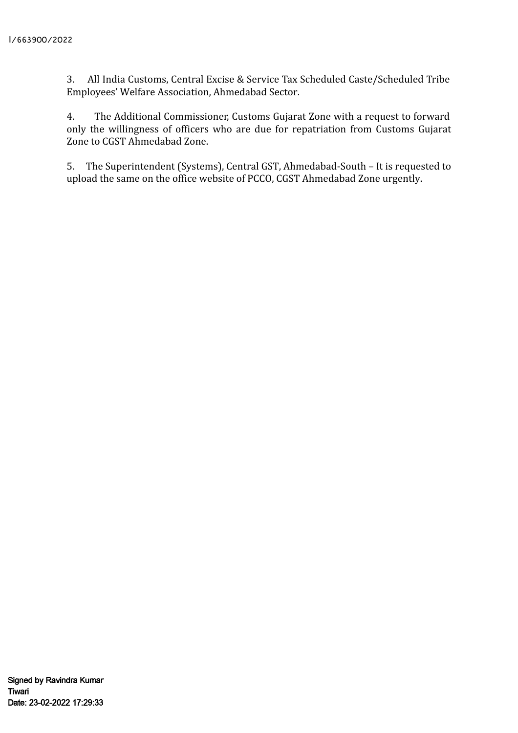3. All India Customs, Central Excise & Service Tax Scheduled Caste/Scheduled Tribe Employees' Welfare Association, Ahmedabad Sector.

4. The Additional Commissioner, Customs Gujarat Zone with a request to forward only the willingness of officers who are due for repatriation from Customs Gujarat Zone to CGST Ahmedabad Zone.

5. The Superintendent (Systems), Central GST, Ahmedabad-South – It is requested to upload the same on the office website of PCCO, CGST Ahmedabad Zone urgently.

Signed by Ravindra Kumar Tiwari
Date: 23-02-2022 17:29:33